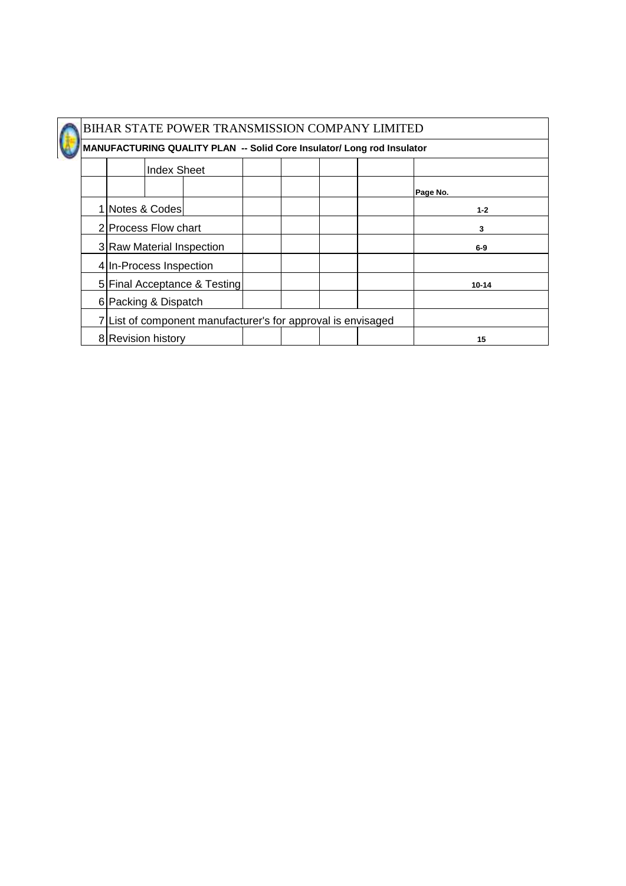# BIHAR STATE POWER TRANSMISSION COMPANY LIMITED

**MANUFACTURING QUALITY PLAN -- Solid Core Insulator/ Long rod Insulator**

## Index Sheet

| | | Page No. |
|---|---|---|
| 1 | Notes & Codes | 1-2 |
| 2 | Process Flow chart | 3 |
| 3 | Raw Material Inspection | 6-9 |
| 4 | In-Process Inspection | |
| 5 | Final Acceptance & Testing | 10-14 |
| 6 | Packing & Dispatch | |
| 7 | List of component manufacturer's for approval is envisaged | |
| 8 | Revision history | 15 |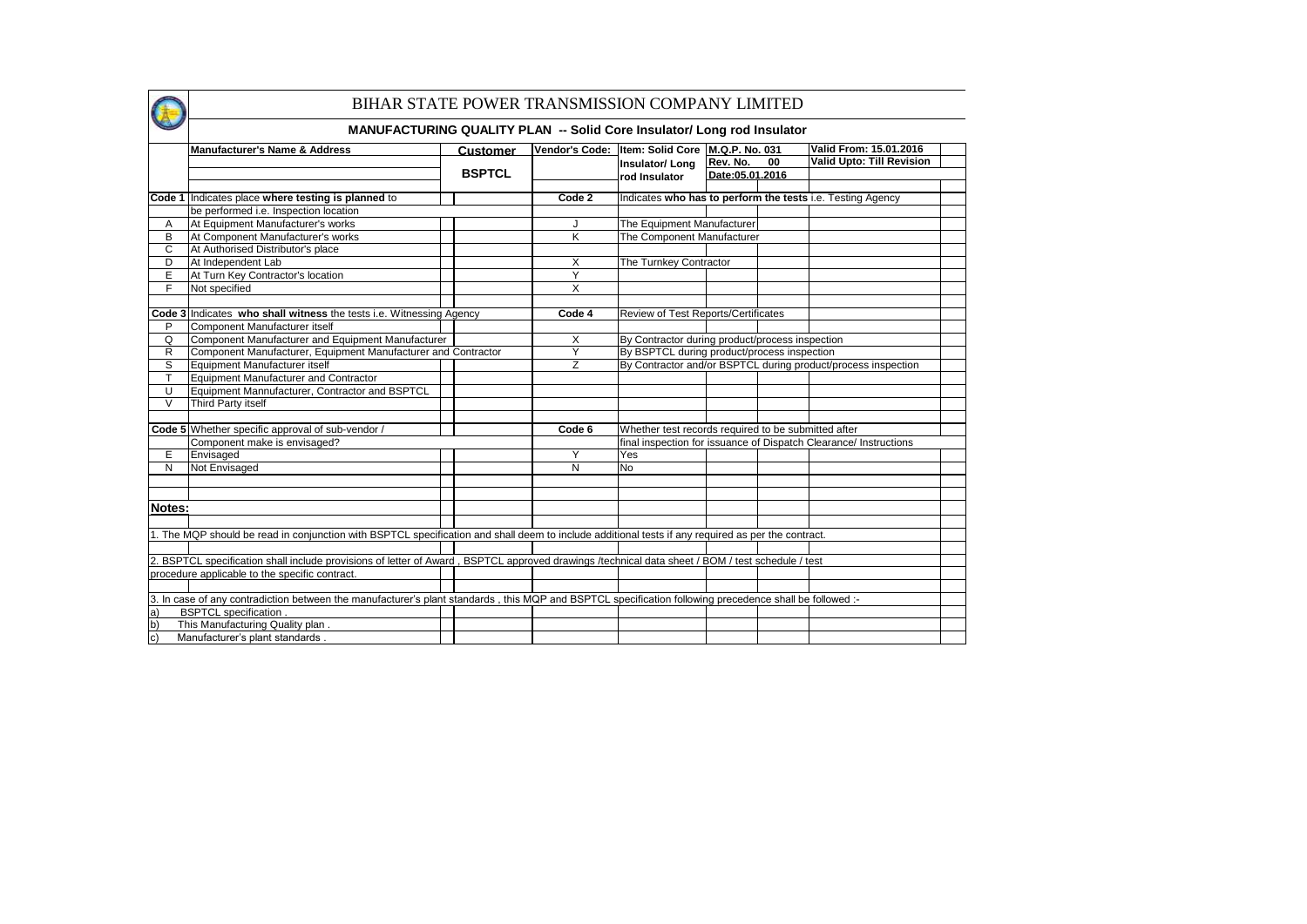# BIHAR STATE POWER TRANSMISSION COMPANY LIMITED

## MANUFACTURING QUALITY PLAN -- Solid Core Insulator/ Long rod Insulator

| Manufacturer's Name & Address | Customer | Vendor's Code: | Item: Solid Core Insulator/ Long rod Insulator | M.Q.P. No. 031 | Valid From: 15.01.2016 |
|---|---|---|---|---|---|
| | BSPTCL | | | Rev. No. 00 | Valid Upto: Till Revision |
| | | | | Date:05.01.2016 | |

| Code 1 | Indicates place **where testing is planned** to be performed i.e. Inspection location | Code 2 | Indicates **who has to perform the tests** i.e. Testing Agency |
|---|---|---|---|
| A | At Equipment Manufacturer's works | J | The Equipment Manufacturer |
| B | At Component Manufacturer's works | K | The Component Manufacturer |
| C | At Authorised Distributor's place | | |
| D | At Independent Lab | X | The Turnkey Contractor |
| E | At Turn Key Contractor's location | Y | |
| F | Not specified | X | |

| Code 3 | Indicates **who shall witness** the tests i.e. Witnessing Agency | Code 4 | Review of Test Reports/Certificates |
|---|---|---|---|
| P | Component Manufacturer itself | | |
| Q | Component Manufacturer and Equipment Manufacturer | X | By Contractor during product/process inspection |
| R | Component Manufacturer, Equipment Manufacturer and Contractor | Y | By BSPTCL during product/process inspection |
| S | Equipment Manufacturer itself | Z | By Contractor and/or BSPTCL during product/process inspection |
| T | Equipment Manufacturer and Contractor | | |
| U | Equipment Mannufacturer, Contractor and BSPTCL | | |
| V | Third Party itself | | |

| Code 5 | Whether specific approval of sub-vendor / Component make is envisaged? | Code 6 | Whether test records required to be submitted after final inspection for issuance of Dispatch Clearance/ Instructions |
|---|---|---|---|
| E | Envisaged | Y | Yes |
| N | Not Envisaged | N | No |

**Notes:**

1. The MQP should be read in conjunction with BSPTCL specification and shall deem to include additional tests if any required as per the contract.

2. BSPTCL specification shall include provisions of letter of Award , BSPTCL approved drawings /technical data sheet / BOM / test schedule / test procedure applicable to the specific contract.

3. In case of any contradiction between the manufacturer's plant standards , this MQP and BSPTCL specification following precedence shall be followed :-

a) BSPTCL specification .

b) This Manufacturing Quality plan .

c) Manufacturer's plant standards .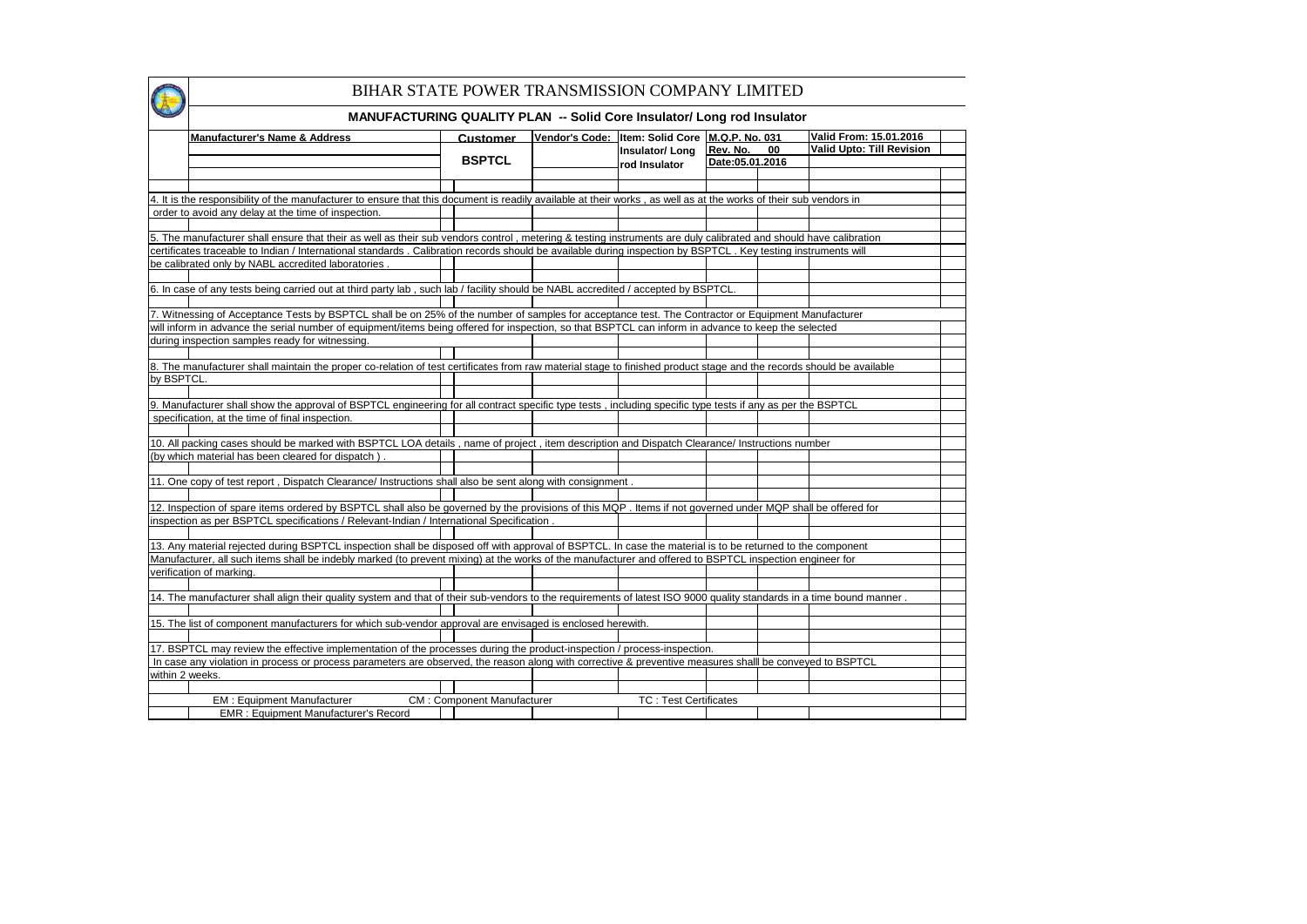# BIHAR STATE POWER TRANSMISSION COMPANY LIMITED

## MANUFACTURING QUALITY PLAN -- Solid Core Insulator/ Long rod Insulator

| Manufacturer's Name & Address | Customer | Vendor's Code: | Item: Solid Core Insulator/ Long rod Insulator | M.Q.P. No. 031 | Valid From: 15.01.2016 |
|---|---|---|---|---|---|
| | BSPTCL | | | Rev. No. 00 | Valid Upto: Till Revision |
| | | | | Date:05.01.2016 | |

4. It is the responsibility of the manufacturer to ensure that this document is readily available at their works , as well as at the works of their sub vendors in order to avoid any delay at the time of inspection.

5. The manufacturer shall ensure that their as well as their sub vendors control , metering & testing instruments are duly calibrated and should have calibration certificates traceable to Indian / International standards . Calibration records should be available during inspection by BSPTCL . Key testing instruments will be calibrated only by NABL accredited laboratories .

6. In case of any tests being carried out at third party lab , such lab / facility should be NABL accredited / accepted by BSPTCL.

7. Witnessing of Acceptance Tests by BSPTCL shall be on 25% of the number of samples for acceptance test. The Contractor or Equipment Manufacturer will inform in advance the serial number of equipment/items being offered for inspection, so that BSPTCL can inform in advance to keep the selected during inspection samples ready for witnessing.

8. The manufacturer shall maintain the proper co-relation of test certificates from raw material stage to finished product stage and the records should be available by BSPTCL.

9. Manufacturer shall show the approval of BSPTCL engineering for all contract specific type tests , including specific type tests if any as per the BSPTCL specification, at the time of final inspection.

10. All packing cases should be marked with BSPTCL LOA details , name of project , item description and Dispatch Clearance/ Instructions number (by which material has been cleared for dispatch ) .

11. One copy of test report , Dispatch Clearance/ Instructions shall also be sent along with consignment .

12. Inspection of spare items ordered by BSPTCL shall also be governed by the provisions of this MQP . Items if not governed under MQP shall be offered for inspection as per BSPTCL specifications / Relevant-Indian / International Specification .

13. Any material rejected during BSPTCL inspection shall be disposed off with approval of BSPTCL. In case the material is to be returned to the component Manufacturer, all such items shall be indebly marked (to prevent mixing) at the works of the manufacturer and offered to BSPTCL inspection engineer for verification of marking.

14. The manufacturer shall align their quality system and that of their sub-vendors to the requirements of latest ISO 9000 quality standards in a time bound manner .

15. The list of component manufacturers for which sub-vendor approval are envisaged is enclosed herewith.

17. BSPTCL may review the effective implementation of the processes during the product-inspection / process-inspection.
In case any violation in process or process parameters are observed, the reason along with corrective & preventive measures shalll be conveyed to BSPTCL within 2 weeks.

EM : Equipment Manufacturer &nbsp;&nbsp; CM : Component Manufacturer &nbsp;&nbsp; TC : Test Certificates
EMR : Equipment Manufacturer's Record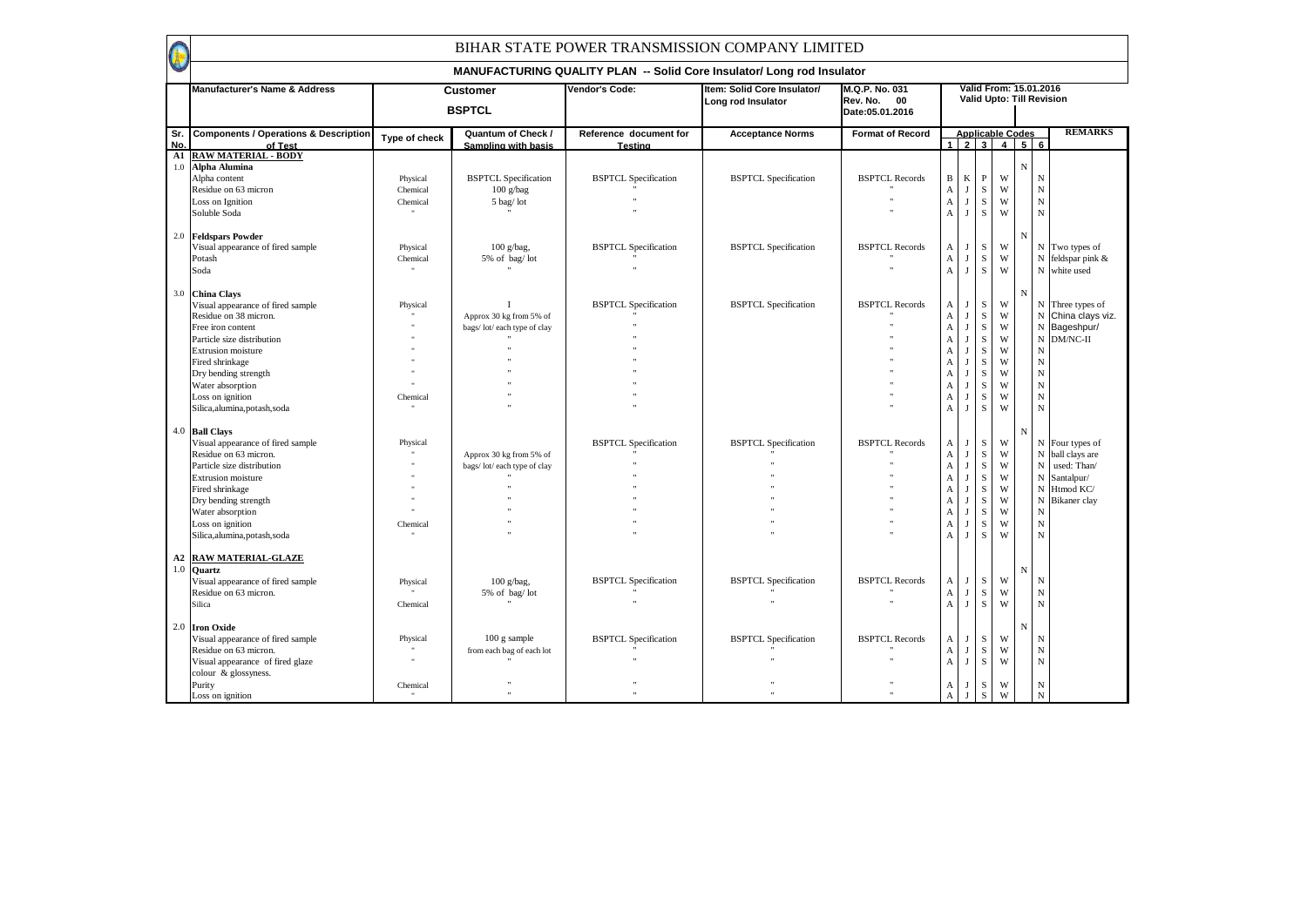# BIHAR STATE POWER TRANSMISSION COMPANY LIMITED

## MANUFACTURING QUALITY PLAN -- Solid Core Insulator/ Long rod Insulator

| Manufacturer's Name & Address | Customer BSPTCL | Vendor's Code: | Item: Solid Core Insulator/ Long rod Insulator | M.Q.P. No. 031 Rev. No. 00 Date:05.01.2016 | Valid From: 15.01.2016 Valid Upto: Till Revision |
|---|---|---|---|---|---|

| Sr. No. | Components / Operations & Description of Test | Type of check | Quantum of Check / Sampling with basis | Reference document for Testing | Acceptance Norms | Format of Record | Applicable Codes 1 | 2 | 3 | 4 | 5 | 6 | REMARKS |
|---|---|---|---|---|---|---|---|---|---|---|---|---|---|
| A1 | RAW MATERIAL - BODY | | | | | | | | | | | | |
| 1.0 | Alpha Alumina | | | | | | | | | | N | | |
| | Alpha content | Physical | BSPTCL Specification | BSPTCL Specification | BSPTCL Specification | BSPTCL Records | B | K | P | W | | N | |
| | Residue on 63 micron | Chemical | 100 g/bag | " | | " | A | J | S | W | | N | |
| | Loss on Ignition | Chemical | 5 bag/ lot | " | | " | A | J | S | W | | N | |
| | Soluble Soda | " | " | " | | " | A | J | S | W | | N | |
| 2.0 | Feldspars Powder | | | | | | | | | | N | | |
| | Visual appearance of fired sample | Physical | 100 g/bag, | BSPTCL Specification | BSPTCL Specification | BSPTCL Records | A | J | S | W | | N | Two types of |
| | Potash | Chemical | 5% of bag/ lot | " | | " | A | J | S | W | | N | feldspar pink & |
| | Soda | " | " | " | | " | A | J | S | W | | N | white used |
| 3.0 | China Clays | | | | | | | | | | N | | |
| | Visual appearance of fired sample | Physical | I | BSPTCL Specification | BSPTCL Specification | BSPTCL Records | A | J | S | W | | N | Three types of |
| | Residue on 38 micron. | " | Approx 30 kg from 5% of | " | | " | A | J | S | W | | N | China clays viz. |
| | Free iron content | " | bags/ lot/ each type of clay | " | | " | A | J | S | W | | N | Bageshpur/ |
| | Particle size distribution | " | " | " | | " | A | J | S | W | | N | DM/NC-II |
| | Extrusion moisture | " | " | " | | " | A | J | S | W | | N | |
| | Fired shrinkage | " | " | " | | " | A | J | S | W | | N | |
| | Dry bending strength | " | " | " | | " | A | J | S | W | | N | |
| | Water absorption | " | " | " | | " | A | J | S | W | | N | |
| | Loss on ignition | Chemical | " | " | | " | A | J | S | W | | N | |
| | Silica,alumina,potash,soda | " | " | " | | " | A | J | S | W | | N | |
| 4.0 | Ball Clays | | | | | | | | | | N | | |
| | Visual appearance of fired sample | Physical | | BSPTCL Specification | BSPTCL Specification | BSPTCL Records | A | J | S | W | | N | Four types of |
| | Residue on 63 micron. | " | Approx 30 kg from 5% of | " | " | " | A | J | S | W | | N | ball clays are |
| | Particle size distribution | " | bags/ lot/ each type of clay | " | " | " | A | J | S | W | | N | used: Than/ |
| | Extrusion moisture | " | " | " | " | " | A | J | S | W | | N | Santalpur/ |
| | Fired shrinkage | " | " | " | " | " | A | J | S | W | | N | Htmod KC/ |
| | Dry bending strength | " | " | " | " | " | A | J | S | W | | N | Bikaner clay |
| | Water absorption | " | " | " | " | " | A | J | S | W | | N | |
| | Loss on ignition | Chemical | " | " | " | " | A | J | S | W | | N | |
| | Silica,alumina,potash,soda | " | " | " | " | " | A | J | S | W | | N | |
| A2 | RAW MATERIAL-GLAZE | | | | | | | | | | | | |
| 1.0 | Quartz | | | | | | | | | | N | | |
| | Visual appearance of fired sample | Physical | 100 g/bag, | BSPTCL Specification | BSPTCL Specification | BSPTCL Records | A | J | S | W | | N | |
| | Residue on 63 micron. | " | 5% of bag/ lot | " | " | " | A | J | S | W | | N | |
| | Silica | Chemical | " | " | " | " | A | J | S | W | | N | |
| 2.0 | Iron Oxide | | | | | | | | | | N | | |
| | Visual appearance of fired sample | Physical | 100 g sample | BSPTCL Specification | BSPTCL Specification | BSPTCL Records | A | J | S | W | | N | |
| | Residue on 63 micron. | " | from each bag of each lot | " | " | " | A | J | S | W | | N | |
| | Visual appearance of fired glaze colour & glossyness. | " | " | " | " | " | A | J | S | W | | N | |
| | Purity | Chemical | " | " | " | " | A | J | S | W | | N | |
| | Loss on ignition | " | " | " | " | " | A | J | S | W | | N | |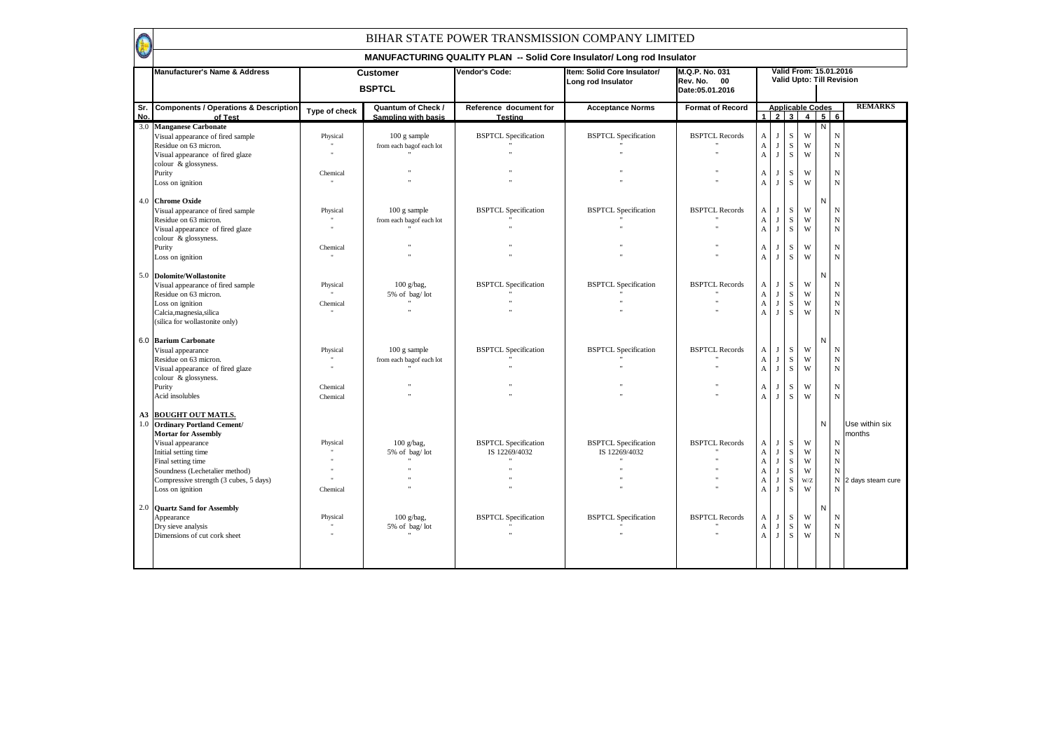# BIHAR STATE POWER TRANSMISSION COMPANY LIMITED

## MANUFACTURING QUALITY PLAN -- Solid Core Insulator/ Long rod Insulator

| Manufacturer's Name & Address | Customer: BSPTCL | Vendor's Code: | Item: Solid Core Insulator/ Long rod Insulator | M.Q.P. No. 031, Rev. No. 00, Date:05.01.2016 | Valid From: 15.01.2016, Valid Upto: Till Revision |
|---|---|---|---|---|---|

| Sr. No. | Components / Operations & Description of Test | Type of check | Quantum of Check / Sampling with basis | Reference document for Testing | Acceptance Norms | Format of Record | 1 | 2 | 3 | 4 | 5 | 6 | REMARKS |
|---|---|---|---|---|---|---|---|---|---|---|---|---|---|
| 3.0 | **Manganese Carbonate** | | | | | | | | | | N | | |
| | Visual appearance of fired sample | Physical | 100 g sample | BSPTCL Specification | BSPTCL Specification | BSPTCL Records | A | J | S | W | | N | |
| | Residue on 63 micron. | " | from each bagof each lot | " | " | " | A | J | S | W | | N | |
| | Visual appearance of fired glaze colour & glossyness. | " | " | " | " | " | A | J | S | W | | N | |
| | Purity | Chemical | " | " | " | " | A | J | S | W | | N | |
| | Loss on ignition | " | " | " | " | " | A | J | S | W | | N | |
| 4.0 | **Chrome Oxide** | | | | | | | | | | N | | |
| | Visual appearance of fired sample | Physical | 100 g sample | BSPTCL Specification | BSPTCL Specification | BSPTCL Records | A | J | S | W | | N | |
| | Residue on 63 micron. | " | from each bagof each lot | " | " | " | A | J | S | W | | N | |
| | Visual appearance of fired glaze colour & glossyness. | " | " | " | " | " | A | J | S | W | | N | |
| | Purity | Chemical | " | " | " | " | A | J | S | W | | N | |
| | Loss on ignition | " | " | " | " | " | A | J | S | W | | N | |
| 5.0 | **Dolomite/Wollastonite** | | | | | | | | | | N | | |
| | Visual appearance of fired sample | Physical | 100 g/bag, | BSPTCL Specification | BSPTCL Specification | BSPTCL Records | A | J | S | W | | N | |
| | Residue on 63 micron. | " | 5% of bag/ lot | " | " | " | A | J | S | W | | N | |
| | Loss on ignition | Chemical | " | " | " | " | A | J | S | W | | N | |
| | Calcia,magnesia,silica (silica for wollastonite only) | " | " | " | " | " | A | J | S | W | | N | |
| 6.0 | **Barium Carbonate** | | | | | | | | | | N | | |
| | Visual appearance | Physical | 100 g sample | BSPTCL Specification | BSPTCL Specification | BSPTCL Records | A | J | S | W | | N | |
| | Residue on 63 micron. | " | from each bagof each lot | " | " | " | A | J | S | W | | N | |
| | Visual appearance of fired glaze colour & glossyness. | " | " | " | " | " | A | J | S | W | | N | |
| | Purity | Chemical | " | " | " | " | A | J | S | W | | N | |
| | Acid insolubles | Chemical | " | " | " | " | A | J | S | W | | N | |
| A3 | **BOUGHT OUT MATLS.** | | | | | | | | | | | | |
| 1.0 | **Ordinary Portland Cement/ Mortar for Assembly** | | | | | | | | | | N | | Use within six months |
| | Visual appearance | Physical | 100 g/bag, | BSPTCL Specification | BSPTCL Specification | BSPTCL Records | A | J | S | W | | N | |
| | Initial setting time | " | 5% of bag/ lot | IS 12269/4032 | IS 12269/4032 | " | A | J | S | W | | N | |
| | Final setting time | " | " | " | " | " | A | J | S | W | | N | |
| | Soundness (Lechetalier method) | " | " | " | " | " | A | J | S | W | | N | |
| | Compressive strength (3 cubes, 5 days) | " | " | " | " | " | A | J | S | W/Z | | N | 2 days steam cure |
| | Loss on ignition | Chemical | " | " | " | " | A | J | S | W | | N | |
| 2.0 | **Quartz Sand for Assembly** | | | | | | | | | | N | | |
| | Appearance | Physical | 100 g/bag, | BSPTCL Specification | BSPTCL Specification | BSPTCL Records | A | J | S | W | | N | |
| | Dry sieve analysis | " | 5% of bag/ lot | " | " | " | A | J | S | W | | N | |
| | Dimensions of cut cork sheet | " | " | " | " | " | A | J | S | W | | N | |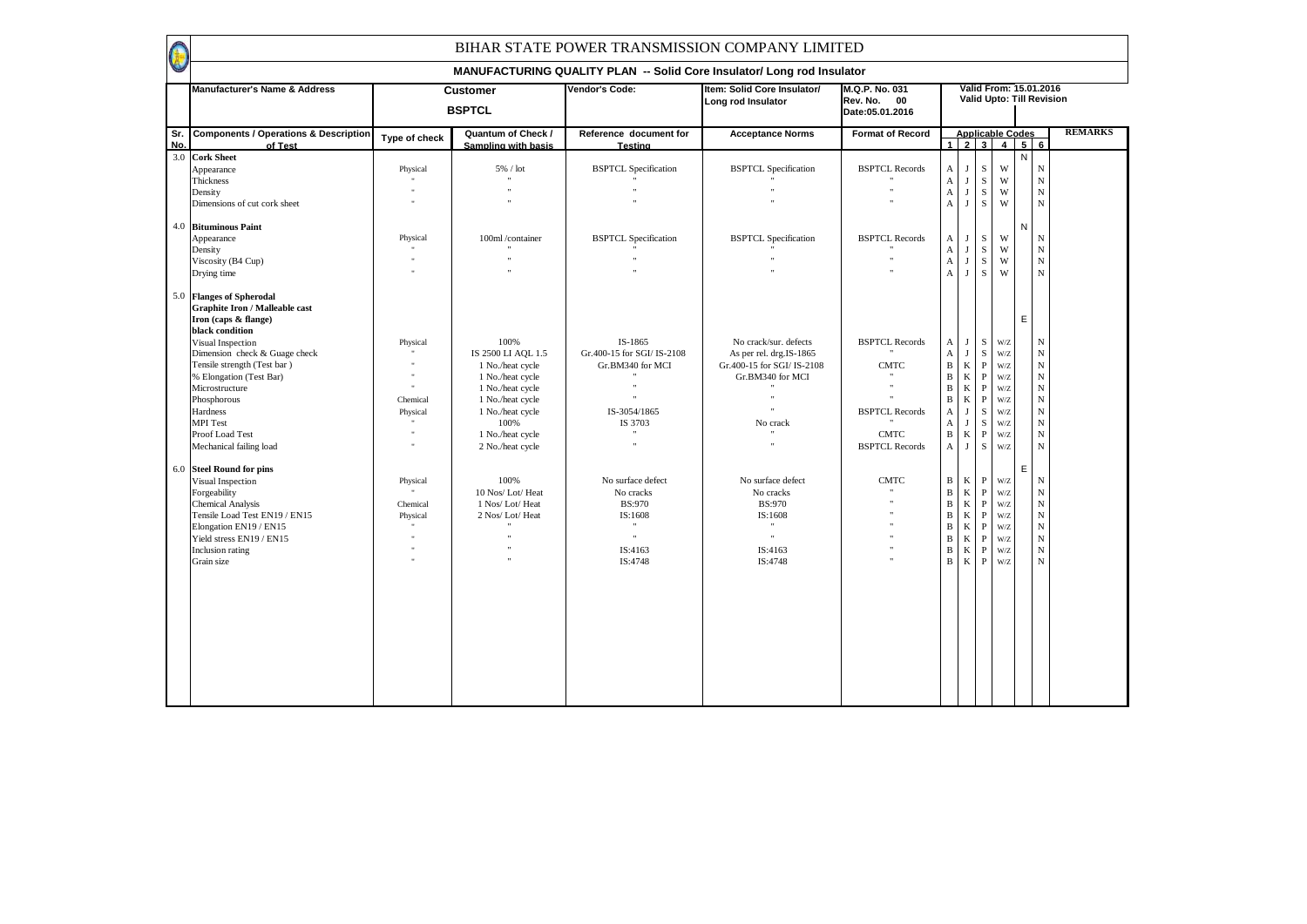# BIHAR STATE POWER TRANSMISSION COMPANY LIMITED

## MANUFACTURING QUALITY PLAN -- Solid Core Insulator/ Long rod Insulator

| Manufacturer's Name & Address | Customer BSPTCL | | Vendor's Code: | Item: Solid Core Insulator/ Long rod Insulator | M.Q.P. No. 031 Rev. No. 00 Date:05.01.2016 | Valid From: 15.01.2016 Valid Upto: Till Revision | | | | | | |
|---|---|---|---|---|---|---|---|---|---|---|---|---|

| Sr. No. | Components / Operations & Description of Test | Type of check | Quantum of Check / Sampling with basis | Reference document for Testing | Acceptance Norms | Format of Record | Applicable Codes 1 | 2 | 3 | 4 | 5 | 6 | REMARKS |
|---|---|---|---|---|---|---|---|---|---|---|---|---|---|
| 3.0 | **Cork Sheet** | | | | | | | | | | N | | |
| | Appearance | Physical | 5% / lot | BSPTCL Specification | BSPTCL Specification | BSPTCL Records | A | J | S | W | | N | |
| | Thickness | " | " | " | " | " | A | J | S | W | | N | |
| | Density | " | " | " | " | " | A | J | S | W | | N | |
| | Dimensions of cut cork sheet | " | " | " | " | " | A | J | S | W | | N | |
| 4.0 | **Bituminous Paint** | | | | | | | | | | N | | |
| | Appearance | Physical | 100ml /container | BSPTCL Specification | BSPTCL Specification | BSPTCL Records | A | J | S | W | | N | |
| | Density | " | " | " | " | " | A | J | S | W | | N | |
| | Viscosity (B4 Cup) | " | " | " | " | " | A | J | S | W | | N | |
| | Drying time | " | " | " | " | " | A | J | S | W | | N | |
| 5.0 | **Flanges of Spherodal Graphite Iron / Malleable cast Iron (caps & flange) black condition** | | | | | | | | | | E | | |
| | Visual Inspection | Physical | 100% | IS-1865 | No crack/sur. defects | BSPTCL Records | A | J | S | W/Z | | N | |
| | Dimension check & Guage check | " | IS 2500 LI AQL 1.5 | Gr.400-15 for SGI/ IS-2108 | As per rel. drg.IS-1865 | " | A | J | S | W/Z | | N | |
| | Tensile strength (Test bar ) | " | 1 No./heat cycle | Gr.BM340 for MCI | Gr.400-15 for SGI/ IS-2108 | CMTC | B | K | P | W/Z | | N | |
| | % Elongation (Test Bar) | " | 1 No./heat cycle | " | Gr.BM340 for MCI | " | B | K | P | W/Z | | N | |
| | Microstructure | " | 1 No./heat cycle | " | " | " | B | K | P | W/Z | | N | |
| | Phosphorous | Chemical | 1 No./heat cycle | " | " | " | B | K | P | W/Z | | N | |
| | Hardness | Physical | 1 No./heat cycle | IS-3054/1865 | " | BSPTCL Records | A | J | S | W/Z | | N | |
| | MPI Test | " | 100% | IS 3703 | No crack | " | A | J | S | W/Z | | N | |
| | Proof Load Test | " | 1 No./heat cycle | " | " | CMTC | B | K | P | W/Z | | N | |
| | Mechanical failing load | " | 2 No./heat cycle | " | " | BSPTCL Records | A | J | S | W/Z | | N | |
| 6.0 | **Steel Round for pins** | | | | | | | | | | E | | |
| | Visual Inspection | Physical | 100% | No surface defect | No surface defect | CMTC | B | K | P | W/Z | | N | |
| | Forgeability | " | 10 Nos/ Lot/ Heat | No cracks | No cracks | " | B | K | P | W/Z | | N | |
| | Chemical Analysis | Chemical | 1 Nos/ Lot/ Heat | BS:970 | BS:970 | " | B | K | P | W/Z | | N | |
| | Tensile Load Test EN19 / EN15 | Physical | 2 Nos/ Lot/ Heat | IS:1608 | IS:1608 | " | B | K | P | W/Z | | N | |
| | Elongation EN19 / EN15 | " | " | " | " | " | B | K | P | W/Z | | N | |
| | Yield stress EN19 / EN15 | " | " | " | " | " | B | K | P | W/Z | | N | |
| | Inclusion rating | " | " | IS:4163 | IS:4163 | " | B | K | P | W/Z | | N | |
| | Grain size | " | " | IS:4748 | IS:4748 | " | B | K | P | W/Z | | N | |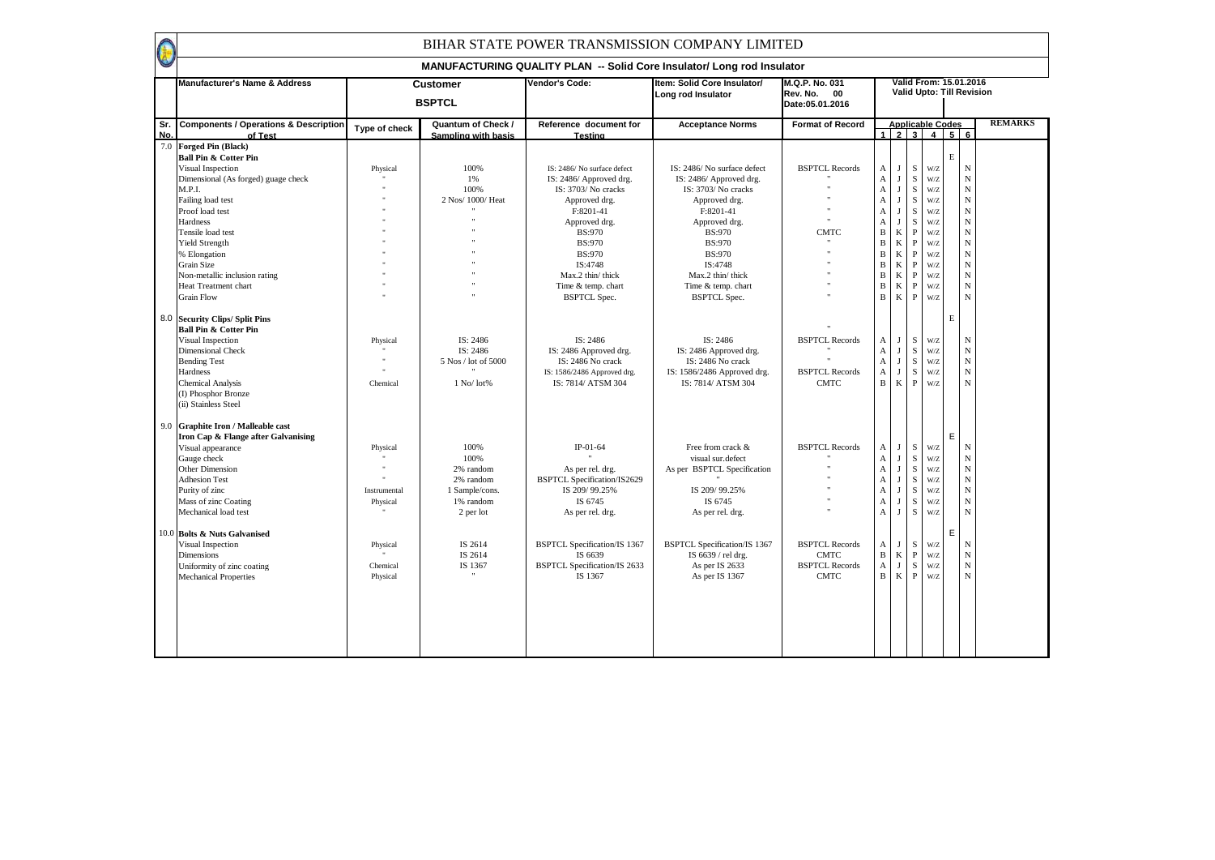# BIHAR STATE POWER TRANSMISSION COMPANY LIMITED

## MANUFACTURING QUALITY PLAN -- Solid Core Insulator/ Long rod Insulator

| Manufacturer's Name & Address | Customer BSPTCL | Vendor's Code: | Item: Solid Core Insulator/ Long rod Insulator | M.Q.P. No. 031 Rev. No. 00 Date:05.01.2016 | Valid From: 15.01.2016 Valid Upto: Till Revision |
|---|---|---|---|---|---|

| Sr. No. | Components / Operations & Description of Test | Type of check | Quantum of Check / Sampling with basis | Reference document for Testing | Acceptance Norms | Format of Record | 1 | 2 | 3 | 4 | 5 | 6 | REMARKS |
|---|---|---|---|---|---|---|---|---|---|---|---|---|---|
| 7.0 | **Forged Pin (Black)** | | | | | | | | | | | | |
| | **Ball Pin & Cotter Pin** | | | | | | | | | | E | | |
| | Visual Inspection | Physical | 100% | IS: 2486/ No surface defect | IS: 2486/ No surface defect | BSPTCL Records | A | J | S | W/Z | | N | |
| | Dimensional (As forged) guage check | " | 1% | IS: 2486/ Approved drg. | IS: 2486/ Approved drg. | " | A | J | S | W/Z | | N | |
| | M.P.I. | " | 100% | IS: 3703/ No cracks | IS: 3703/ No cracks | " | A | J | S | W/Z | | N | |
| | Failing load test | " | 2 Nos/ 1000/ Heat | Approved drg. | Approved drg. | " | A | J | S | W/Z | | N | |
| | Proof load test | " | " | F:8201-41 | F:8201-41 | " | A | J | S | W/Z | | N | |
| | Hardness | " | " | Approved drg. | Approved drg. | " | A | J | S | W/Z | | N | |
| | Tensile load test | " | " | BS:970 | BS:970 | CMTC | B | K | P | W/Z | | N | |
| | Yield Strength | " | " | BS:970 | BS:970 | " | B | K | P | W/Z | | N | |
| | % Elongation | " | " | BS:970 | BS:970 | " | B | K | P | W/Z | | N | |
| | Grain Size | " | " | IS:4748 | IS:4748 | " | B | K | P | W/Z | | N | |
| | Non-metallic inclusion rating | " | " | Max.2 thin/ thick | Max.2 thin/ thick | " | B | K | P | W/Z | | N | |
| | Heat Treatment chart | " | " | Time & temp. chart | Time & temp. chart | " | B | K | P | W/Z | | N | |
| | Grain Flow | " | " | BSPTCL Spec. | BSPTCL Spec. | " | B | K | P | W/Z | | N | |
| 8.0 | **Security Clips/ Split Pins** | | | | | | | | | | E | | |
| | **Ball Pin & Cotter Pin** | | | | | " | | | | | | | |
| | Visual Inspection | Physical | IS: 2486 | IS: 2486 | IS: 2486 | BSPTCL Records | A | J | S | W/Z | | N | |
| | Dimensional Check | " | IS: 2486 | IS: 2486 Approved drg. | IS: 2486 Approved drg. | " | A | J | S | W/Z | | N | |
| | Bending Test | " | 5 Nos / lot of 5000 | IS: 2486 No crack | IS: 2486 No crack | " | A | J | S | W/Z | | N | |
| | Hardness | " | " | IS: 1586/2486 Approved drg. | IS: 1586/2486 Approved drg. | BSPTCL Records | A | J | S | W/Z | | N | |
| | Chemical Analysis | Chemical | 1 No/ lot% | IS: 7814/ ATSM 304 | IS: 7814/ ATSM 304 | CMTC | B | K | P | W/Z | | N | |
| | (I) Phosphor Bronze | | | | | | | | | | | | |
| | (ii) Stainless Steel | | | | | | | | | | | | |
| 9.0 | **Graphite Iron / Malleable cast Iron Cap & Flange after Galvanising** | | | | | | | | | | E | | |
| | Visual appearance | Physical | 100% | IP-01-64 | Free from crack & | BSPTCL Records | A | J | S | W/Z | | N | |
| | Gauge check | " | 100% | " | visual sur.defect | " | A | J | S | W/Z | | N | |
| | Other Dimension | " | 2% random | As per rel. drg. | As per BSPTCL Specification | " | A | J | S | W/Z | | N | |
| | Adhesion Test | " | 2% random | BSPTCL Specification/IS2629 | " | " | A | J | S | W/Z | | N | |
| | Purity of zinc | Instrumental | 1 Sample/cons. | IS 209/ 99.25% | IS 209/ 99.25% | " | A | J | S | W/Z | | N | |
| | Mass of zinc Coating | Physical | 1% random | IS 6745 | IS 6745 | " | A | J | S | W/Z | | N | |
| | Mechanical load test | " | 2 per lot | As per rel. drg. | As per rel. drg. | " | A | J | S | W/Z | | N | |
| 10.0 | **Bolts & Nuts Galvanised** | | | | | | | | | | E | | |
| | Visual Inspection | Physical | IS 2614 | BSPTCL Specification/IS 1367 | BSPTCL Specification/IS 1367 | BSPTCL Records | A | J | S | W/Z | | N | |
| | Dimensions | " | IS 2614 | IS 6639 | IS 6639 / rel drg. | CMTC | B | K | P | W/Z | | N | |
| | Uniformity of zinc coating | Chemical | IS 1367 | BSPTCL Specification/IS 2633 | As per IS 2633 | BSPTCL Records | A | J | S | W/Z | | N | |
| | Mechanical Properties | Physical | " | IS 1367 | As per IS 1367 | CMTC | B | K | P | W/Z | | N | |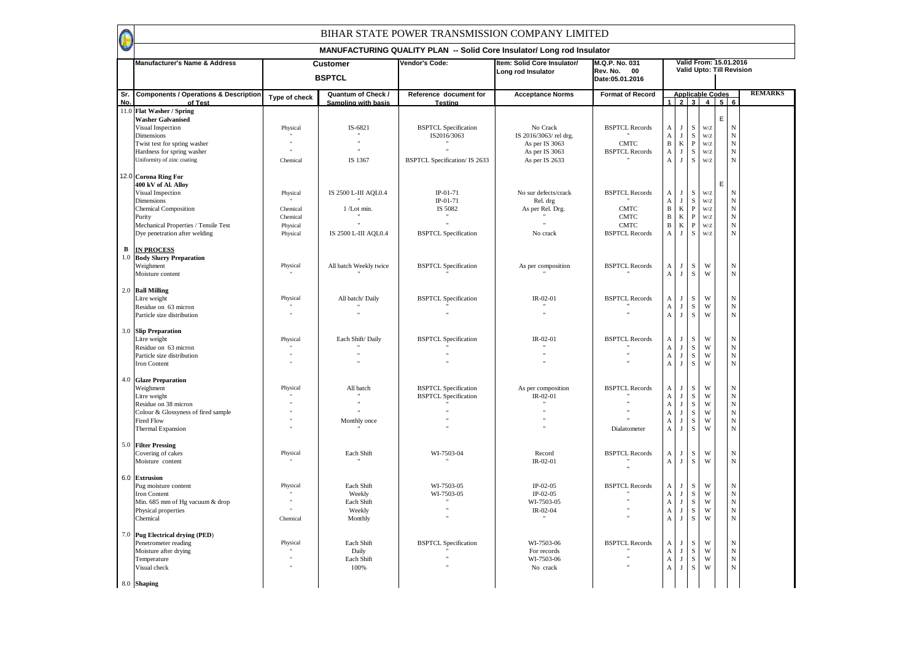# BIHAR STATE POWER TRANSMISSION COMPANY LIMITED

## MANUFACTURING QUALITY PLAN -- Solid Core Insulator/ Long rod Insulator

| Manufacturer's Name & Address | Customer BSPTCL | Vendor's Code: | Item: Solid Core Insulator/ Long rod Insulator | M.Q.P. No. 031 Rev. No. 00 Date:05.01.2016 | Valid From: 15.01.2016 Valid Upto: Till Revision |
|---|---|---|---|---|---|

| Sr. No. | Components / Operations & Description of Test | Type of check | Quantum of Check / Sampling with basis | Reference document for Testing | Acceptance Norms | Format of Record | 1 | 2 | 3 | 4 | 5 | 6 | REMARKS |
|---|---|---|---|---|---|---|---|---|---|---|---|---|---|
| | | | | | | | Applicable Codes | | | | | | |
| 11.0 | **Flat Washer / Spring Washer Galvanised** | | | | | | | | | | E | | |
| | Visual Inspection | Physical | IS-6821 | BSPTCL Specification | No Crack | BSPTCL Records | A | J | S | W/Z | | N | |
| | Dimensions | " | " | IS2016/3063 | IS 2016/3063/ rel drg. | " | A | J | S | W/Z | | N | |
| | Twist test for spring washer | " | " | " | As per IS 3063 | CMTC | B | K | P | W/Z | | N | |
| | Hardness for spring washer | " | " | " | As per IS 3063 | BSPTCL Records | A | J | S | W/Z | | N | |
| | Uniformity of zinc coating | Chemical | IS 1367 | BSPTCL Specification/ IS 2633 | As per IS 2633 | " | A | J | S | W/Z | | N | |
| 12.0 | **Corona Ring For 400 kV of Al. Alloy** | | | | | | | | | | E | | |
| | Visual Inspection | Physical | IS 2500 L-III AQL0.4 | IP-01-71 | No sur defects/crack | BSPTCL Records | A | J | S | W/Z | | N | |
| | Dimensions | " | " | IP-01-71 | Rel. drg | " | A | J | S | W/Z | | N | |
| | Chemical Composition | Chemical | 1 /Lot min. | IS 5082 | As per Rel. Drg. | CMTC | B | K | P | W/Z | | N | |
| | Purity | Chemical | " | " | " | CMTC | B | K | P | W/Z | | N | |
| | Mechanical Properties / Tensile Test | Physical | " | " | " | CMTC | B | K | P | W/Z | | N | |
| | Dye penetration after welding | Physical | IS 2500 L-III AQL0.4 | BSPTCL Specification | No crack | BSPTCL Records | A | J | S | W/Z | | N | |
| **B** | **IN PROCESS** | | | | | | | | | | | | |
| 1.0 | **Body Slurry Preparation** | | | | | | | | | | | | |
| | Weighment | Physical | All batch Weekly twice | BSPTCL Specification | As per composition | BSPTCL Records | A | J | S | W | | N | |
| | Moisture content | " | " | " | " | " | A | J | S | W | | N | |
| 2.0 | **Ball Milling** | | | | | | | | | | | | |
| | Litre weight | Physical | All batch/ Daily | BSPTCL Specification | IR-02-01 | BSPTCL Records | A | J | S | W | | N | |
| | Residue on 63 micron | " | " | " | " | " | A | J | S | W | | N | |
| | Particle size distribution | " | " | " | " | " | A | J | S | W | | N | |
| 3.0 | **Slip Preparation** | | | | | | | | | | | | |
| | Litre weight | Physical | Each Shift/ Daily | BSPTCL Specification | IR-02-01 | BSPTCL Records | A | J | S | W | | N | |
| | Residue on 63 micron | " | " | " | " | " | A | J | S | W | | N | |
| | Particle size distribution | " | " | " | " | " | A | J | S | W | | N | |
| | Iron Content | " | " | " | " | " | A | J | S | W | | N | |
| 4.0 | **Glaze Preparation** | | | | | | | | | | | | |
| | Weighment | Physical | All batch | BSPTCL Specification | As per composition | BSPTCL Records | A | J | S | W | | N | |
| | Litre weight | " | " | BSPTCL Specification | IR-02-01 | " | A | J | S | W | | N | |
| | Residue on 38 micron | " | " | " | " | " | A | J | S | W | | N | |
| | Colour & Glossyness of fired sample | " | " | " | " | " | A | J | S | W | | N | |
| | Fired Flow | " | Monthly once | " | " | " | A | J | S | W | | N | |
| | Thermal Expansion | " | " | " | " | Dialatometer | A | J | S | W | | N | |
| 5.0 | **Filter Pressing** | | | | | | | | | | | | |
| | Covering of cakes | Physical | Each Shift | WI-7503-04 | Record | BSPTCL Records | A | J | S | W | | N | |
| | Moisture content | " | " | " | IR-02-01 | " | A | J | S | W | | N | |
| 6.0 | **Extrusion** | | | | | | | | | | | | |
| | Pug moisture content | Physical | Each Shift | WI-7503-05 | IP-02-05 | BSPTCL Records | A | J | S | W | | N | |
| | Iron Content | " | Weekly | WI-7503-05 | IP-02-05 | " | A | J | S | W | | N | |
| | Min. 685 mm of Hg vacuum & drop | " | Each Shift | " | WI-7503-05 | " | A | J | S | W | | N | |
| | Physical properties | " | Weekly | " | IR-02-04 | " | A | J | S | W | | N | |
| | Chemical | Chemical | Monthly | " | " | " | A | J | S | W | | N | |
| 7.0 | **Pug Electrical drying (PED)** | | | | | | | | | | | | |
| | Penetrometer reading | Physical | Each Shift | BSPTCL Specification | WI-7503-06 | BSPTCL Records | A | J | S | W | | N | |
| | Moisture after drying | " | Daily | " | For records | " | A | J | S | W | | N | |
| | Temperature | " | Each Shift | " | WI-7503-06 | " | A | J | S | W | | N | |
| | Visual check | " | 100% | " | No crack | " | A | J | S | W | | N | |
| 8.0 | **Shaping** | | | | | | | | | | | | |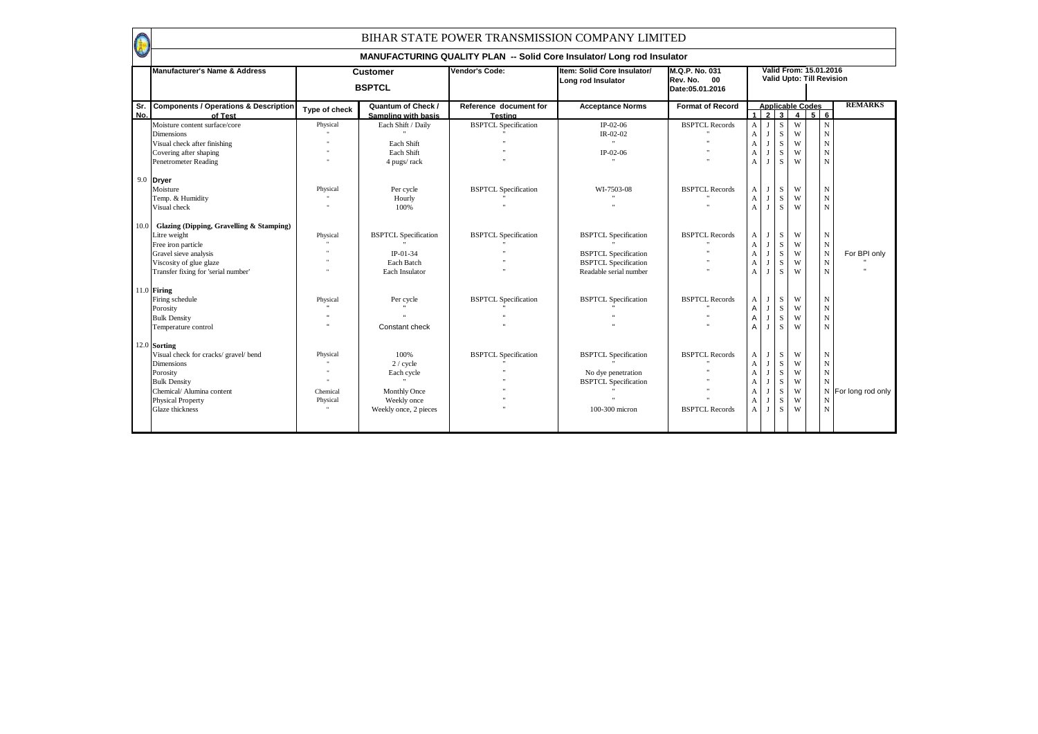# BIHAR STATE POWER TRANSMISSION COMPANY LIMITED

## MANUFACTURING QUALITY PLAN -- Solid Core Insulator/ Long rod Insulator

| Manufacturer's Name & Address | Customer BSPTCL | Vendor's Code: | Item: Solid Core Insulator/ Long rod Insulator | M.Q.P. No. 031 Rev. No. 00 Date:05.01.2016 | Valid From: 15.01.2016 Valid Upto: Till Revision |
|---|---|---|---|---|---|

| Sr. No. | Components / Operations & Description of Test | Type of check | Quantum of Check / Sampling with basis | Reference document for Testing | Acceptance Norms | Format of Record | Applicable Codes | | | | | | REMARKS |
|---|---|---|---|---|---|---|---|---|---|---|---|---|---|
| | | | | | | | 1 | 2 | 3 | 4 | 5 | 6 | |
| | Moisture content surface/core | Physical | Each Shift / Daily | BSPTCL Specification | IP-02-06 | BSPTCL Records | A | J | S | W | | N | |
| | Dimensions | " | " | " | IR-02-02 | " | A | J | S | W | | N | |
| | Visual check after finishing | " | Each Shift | " | " | " | A | J | S | W | | N | |
| | Covering after shaping | " | Each Shift | " | IP-02-06 | " | A | J | S | W | | N | |
| | Penetrometer Reading | " | 4 pugs/ rack | " | " | " | A | J | S | W | | N | |
| 9.0 | **Dryer** | | | | | | | | | | | | |
| | Moisture | Physical | Per cycle | BSPTCL Specification | WI-7503-08 | BSPTCL Records | A | J | S | W | | N | |
| | Temp. & Humidity | " | Hourly | " | " | " | A | J | S | W | | N | |
| | Visual check | " | 100% | " | " | " | A | J | S | W | | N | |
| 10.0 | **Glazing (Dipping, Gravelling & Stamping)** | | | | | | | | | | | | |
| | Litre weight | Physical | BSPTCL Specification | BSPTCL Specification | BSPTCL Specification | BSPTCL Records | A | J | S | W | | N | |
| | Free iron particle | " | " | " | " | " | A | J | S | W | | N | |
| | Gravel sieve analysis | " | IP-01-34 | " | BSPTCL Specification | " | A | J | S | W | | N | For BPI only |
| | Viscosity of glue glaze | " | Each Batch | " | BSPTCL Specification | " | A | J | S | W | | N | " |
| | Transfer fixing for 'serial number' | " | Each Insulator | " | Readable serial number | " | A | J | S | W | | N | " |
| 11.0 | **Firing** | | | | | | | | | | | | |
| | Firing schedule | Physical | Per cycle | BSPTCL Specification | BSPTCL Specification | BSPTCL Records | A | J | S | W | | N | |
| | Porosity | " | " | " | " | " | A | J | S | W | | N | |
| | Bulk Density | " | " | " | " | " | A | J | S | W | | N | |
| | Temperature control | " | Constant check | " | " | " | A | J | S | W | | N | |
| 12.0 | **Sorting** | | | | | | | | | | | | |
| | Visual check for cracks/ gravel/ bend | Physical | 100% | BSPTCL Specification | BSPTCL Specification | BSPTCL Records | A | J | S | W | | N | |
| | Dimensions | " | 2 / cycle | " | " | " | A | J | S | W | | N | |
| | Porosity | " | Each cycle | " | No dye penetration | " | A | J | S | W | | N | |
| | Bulk Density | " | " | " | BSPTCL Specification | " | A | J | S | W | | N | |
| | Chemical/ Alumina content | Chemical | Monthly Once | " | " | " | A | J | S | W | | N | For long rod only |
| | Physical Property | Physical | Weekly once | " | " | " | A | J | S | W | | N | |
| | Glaze thickness | " | Weekly once, 2 pieces | " | 100-300 micron | BSPTCL Records | A | J | S | W | | N | |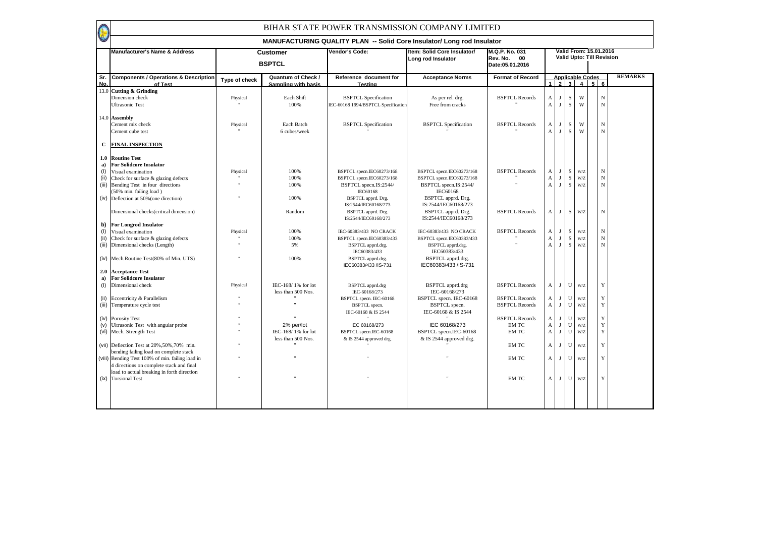# BIHAR STATE POWER TRANSMISSION COMPANY LIMITED

## MANUFACTURING QUALITY PLAN -- Solid Core Insulator/ Long rod Insulator

| Manufacturer's Name & Address | Customer BSPTCL | Vendor's Code: | Item: Solid Core Insulator/ Long rod Insulator | M.Q.P. No. 031 Rev. No. 00 Date:05.01.2016 | Valid From: 15.01.2016 Valid Upto: Till Revision |
|---|---|---|---|---|---|

| Sr. No. | Components / Operations & Description of Test | Type of check | Quantum of Check / Sampling with basis | Reference document for Testing | Acceptance Norms | Format of Record | Applicable Codes 1 | 2 | 3 | 4 | 5 | 6 | REMARKS |
|---|---|---|---|---|---|---|---|---|---|---|---|---|---|
| 13.0 | **Cutting & Grinding** | | | | | | | | | | | | |
| | Dimension check | Physical | Each Shift | BSPTCL Specification | As per rel. drg. | BSPTCL Records | A | J | S | W | | N | |
| | Ultrasonic Test | " | 100% | IEC-60168 1994/BSPTCL Specification | Free from cracks | " | A | J | S | W | | N | |
| 14.0 | **Assembly** | | | | | | | | | | | | |
| | Cement mix check | Physical | Each Batch | BSPTCL Specification | BSPTCL Specification | BSPTCL Records | A | J | S | W | | N | |
| | Cement cube test | " | 6 cubes/week | " | " | " | A | J | S | W | | N | |
| C | **FINAL INSPECTION** | | | | | | | | | | | | |
| 1.0 | **Routine Test** | | | | | | | | | | | | |
| a) | **For Solidcore Insulator** | | | | | | | | | | | | |
| (I) | Visual examination | Physical | 100% | BSPTCL specn.IEC60273/168 | BSPTCL specn.IEC60273/168 | BSPTCL Records | A | J | S | W/Z | | N | |
| (ii) | Check for surface & glazing defects | " | 100% | BSPTCL specn.IEC60273/168 | BSPTCL specn.IEC60273/168 | " | A | J | S | W/Z | | N | |
| (iii) | Bending Test in four directions (50% min. failing load) | " | 100% | BSPTCL specn.IS:2544/ IEC60168 | BSPTCL specn.IS:2544/ IEC60168 | " | A | J | S | W/Z | | N | |
| (iv) | Deflection at 50%(one direction) | " | 100% | BSPTCL apprd. Drg. IS:2544/IEC60168/273 | BSPTCL apprd. Drg. IS:2544/IEC60168/273 | | | | | | | | |
| | Dimensional checks(critical dimension) | | Random | BSPTCL apprd. Drg. IS:2544/IEC60168/273 | BSPTCL apprd. Drg. IS:2544/IEC60168/273 | BSPTCL Records | A | J | S | W/Z | | N | |
| b) | **For Longrod Insulator** | | | | | | | | | | | | |
| (I) | Visual examination | Physical | 100% | IEC-60383/433 NO CRACK | IEC-60383/433 NO CRACK | BSPTCL Records | A | J | S | W/Z | | N | |
| (ii) | Check for surface & glazing defects | " | 100% | BSPTCL specn.IEC60383/433 | BSPTCL specn.IEC60383/433 | " | A | J | S | W/Z | | N | |
| (iii) | Dimensional checks (Length) | " | 5% | BSPTCL apprd.drg. IEC60383/433 | BSPTCL apprd.drg. IEC60383/433 | " | A | J | S | W/Z | | N | |
| (iv) | Mech.Routine Test(80% of Min. UTS) | " | 100% | BSPTCL apprd.drg. IEC60383/433 /IS-731 | BSPTCL apprd.drg. IEC60383/433 /IS-731 | | | | | | | | |
| 2.0 | **Acceptance Test** | | | | | | | | | | | | |
| a) | **For Solidcore Insulator** | | | | | | | | | | | | |
| (I) | Dimensional check | Physical | IEC-168/ 1% for lot less than 500 Nos. | BSPTCL apprd.drg IEC-60168/273 | BSPTCL apprd.drg IEC-60168/273 | BSPTCL Records | A | J | U | W/Z | | Y | |
| (ii) | Eccentricity & Parallelism | " | " | BSPTCL specn. IEC-60168 | BSPTCL specn. IEC-60168 | BSPTCL Records | A | J | U | W/Z | | Y | |
| (iii) | Temperature cycle test | " | " | BSPTCL specn. IEC-60168 & IS 2544 | BSPTCL specn. IEC-60168 & IS 2544 | BSPTCL Records | A | J | U | W/Z | | Y | |
| (iv) | Porosity Test | " | " | " | " | BSPTCL Records | A | J | U | W/Z | | Y | |
| (v) | Ultrasonic Test with angular probe | " | 2% per/lot | IEC 60168/273 | IEC 60168/273 | EM TC | A | J | U | W/Z | | Y | |
| (vi) | Mech. Strength Test | " | IEC-168/ 1% for lot less than 500 Nos. | BSPTCL specn.IEC-60168 & IS 2544 approved drg. | BSPTCL specn.IEC-60168 & IS 2544 approved drg. | EM TC | A | J | U | W/Z | | Y | |
| (vii) | Deflection Test at 20%,50%,70% min. bending failing load on complete stack | " | " | " | " | EM TC | A | J | U | W/Z | | Y | |
| (viii) | Bending Test 100% of min. failing load in 4 directions on complete stack and final load to actual breaking in forth direction | " | " | " | " | EM TC | A | J | U | W/Z | | Y | |
| (ix) | Torsional Test | " | " | " | " | EM TC | A | J | U | W/Z | | Y | |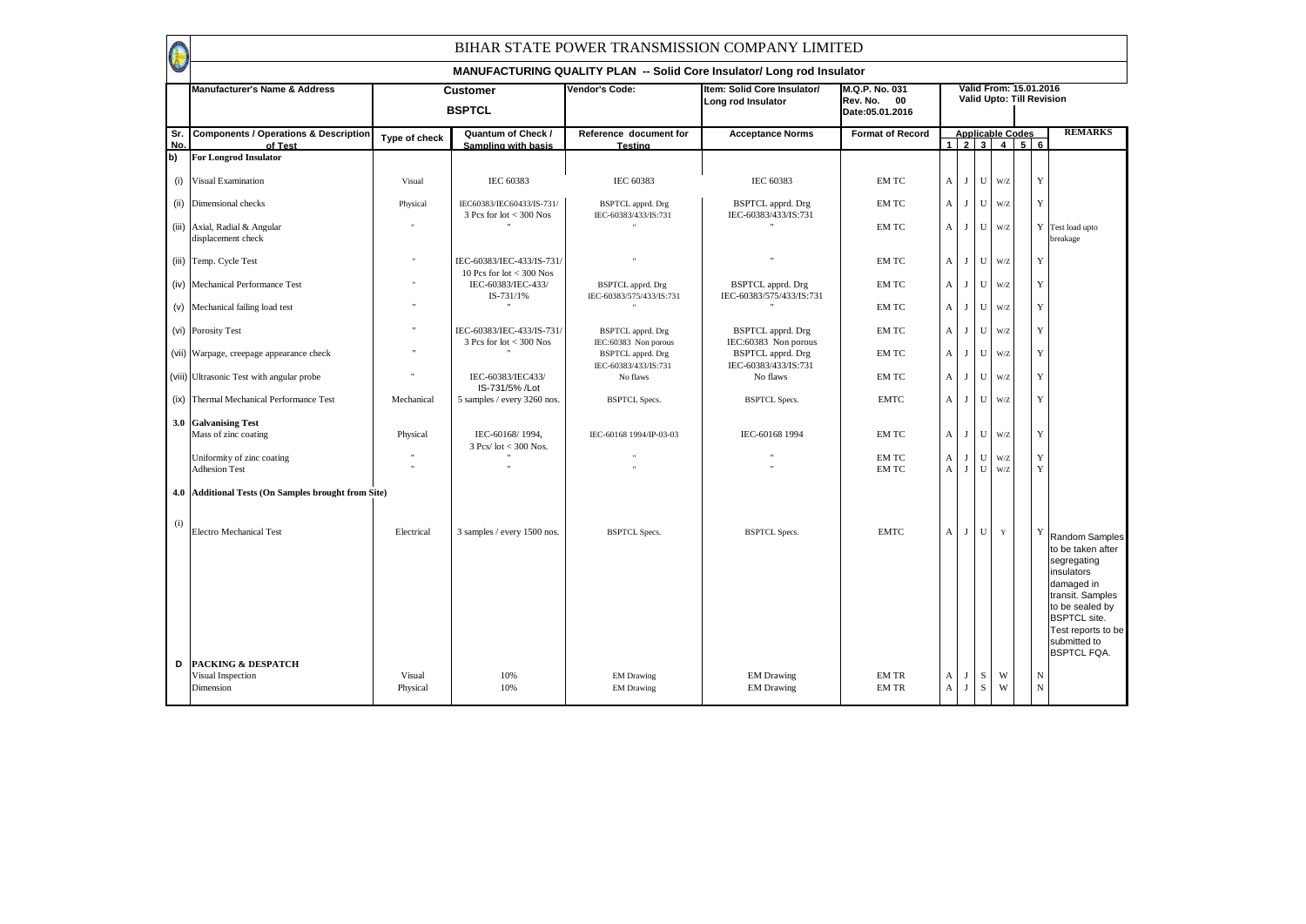# BIHAR STATE POWER TRANSMISSION COMPANY LIMITED

## MANUFACTURING QUALITY PLAN -- Solid Core Insulator/ Long rod Insulator

| Manufacturer's Name & Address | Customer BSPTCL | Vendor's Code: | Item: Solid Core Insulator/ Long rod Insulator | M.Q.P. No. 031 Rev. No. 00 Date:05.01.2016 | Valid From: 15.01.2016 Valid Upto: Till Revision |
|---|---|---|---|---|---|

| Sr. No. | Components / Operations & Description of Test | Type of check | Quantum of Check / Sampling with basis | Reference document for Testing | Acceptance Norms | Format of Record | Applicable Codes 1 | 2 | 3 | 4 | 5 | 6 | REMARKS |
|---|---|---|---|---|---|---|---|---|---|---|---|---|---|
| b) | **For Longrod Insulator** | | | | | | | | | | | | |
| (i) | Visual Examination | Visual | IEC 60383 | IEC 60383 | IEC 60383 | EM TC | A | J | U | W/Z | | Y | |
| (ii) | Dimensional checks | Physical | IEC60383/IEC60433/IS-731/ 3 Pcs for lot < 300 Nos | BSPTCL apprd. Drg IEC-60383/433/IS:731 | BSPTCL apprd. Drg IEC-60383/433/IS:731 | EM TC | A | J | U | W/Z | | Y | |
| (iii) | Axial, Radial & Angular displacement check | " | " | " | " | EM TC | A | J | U | W/Z | | Y | Test load upto breakage |
| (iii) | Temp. Cycle Test | " | IEC-60383/IEC-433/IS-731/ 10 Pcs for lot < 300 Nos | " | " | EM TC | A | J | U | W/Z | | Y | |
| (iv) | Mechanical Performance Test | " | IEC-60383/IEC-433/ IS-731/1% | BSPTCL apprd. Drg IEC-60383/575/433/IS:731 | BSPTCL apprd. Drg IEC-60383/575/433/IS:731 | EM TC | A | J | U | W/Z | | Y | |
| (v) | Mechanical failing load test | " | " | " | " | EM TC | A | J | U | W/Z | | Y | |
| (vi) | Porosity Test | " | IEC-60383/IEC-433/IS-731/ 3 Pcs for lot < 300 Nos | BSPTCL apprd. Drg IEC:60383 Non porous | BSPTCL apprd. Drg IEC:60383 Non porous | EM TC | A | J | U | W/Z | | Y | |
| (vii) | Warpage, creepage appearance check | " | " | BSPTCL apprd. Drg IEC-60383/433/IS:731 | BSPTCL apprd. Drg IEC-60383/433/IS:731 | EM TC | A | J | U | W/Z | | Y | |
| (viii) | Ultrasonic Test with angular probe | " | IEC-60383/IEC433/ IS-731/5% /Lot | No flaws | No flaws | EM TC | A | J | U | W/Z | | Y | |
| (ix) | Thermal Mechanical Performance Test | Mechanical | 5 samples / every 3260 nos. | BSPTCL Specs. | BSPTCL Specs. | EMTC | A | J | U | W/Z | | Y | |
| 3.0 | **Galvanising Test** Mass of zinc coating | Physical | IEC-60168/ 1994, 3 Pcs/ lot < 300 Nos. | IEC-60168 1994/IP-03-03 | IEC-60168 1994 | EM TC | A | J | U | W/Z | | Y | |
| | Uniformity of zinc coating | " | " | " | " | EM TC | A | J | U | W/Z | | Y | |
| | Adhesion Test | " | " | " | " | EM TC | A | J | U | W/Z | | Y | |
| 4.0 | **Additional Tests (On Samples brought from Site)** | | | | | | | | | | | | |
| (i) | Electro Mechanical Test | Electrical | 3 samples / every 1500 nos. | BSPTCL Specs. | BSPTCL Specs. | EMTC | A | J | U | Y | | Y | Random Samples to be taken after segregating insulators damaged in transit. Samples to be sealed by BSPTCL site. Test reports to be submitted to BSPTCL FQA. |
| D | **PACKING & DESPATCH** | | | | | | | | | | | | |
| | Visual Inspection | Visual | 10% | EM Drawing | EM Drawing | EM TR | A | J | S | W | | N | |
| | Dimension | Physical | 10% | EM Drawing | EM Drawing | EM TR | A | J | S | W | | N | |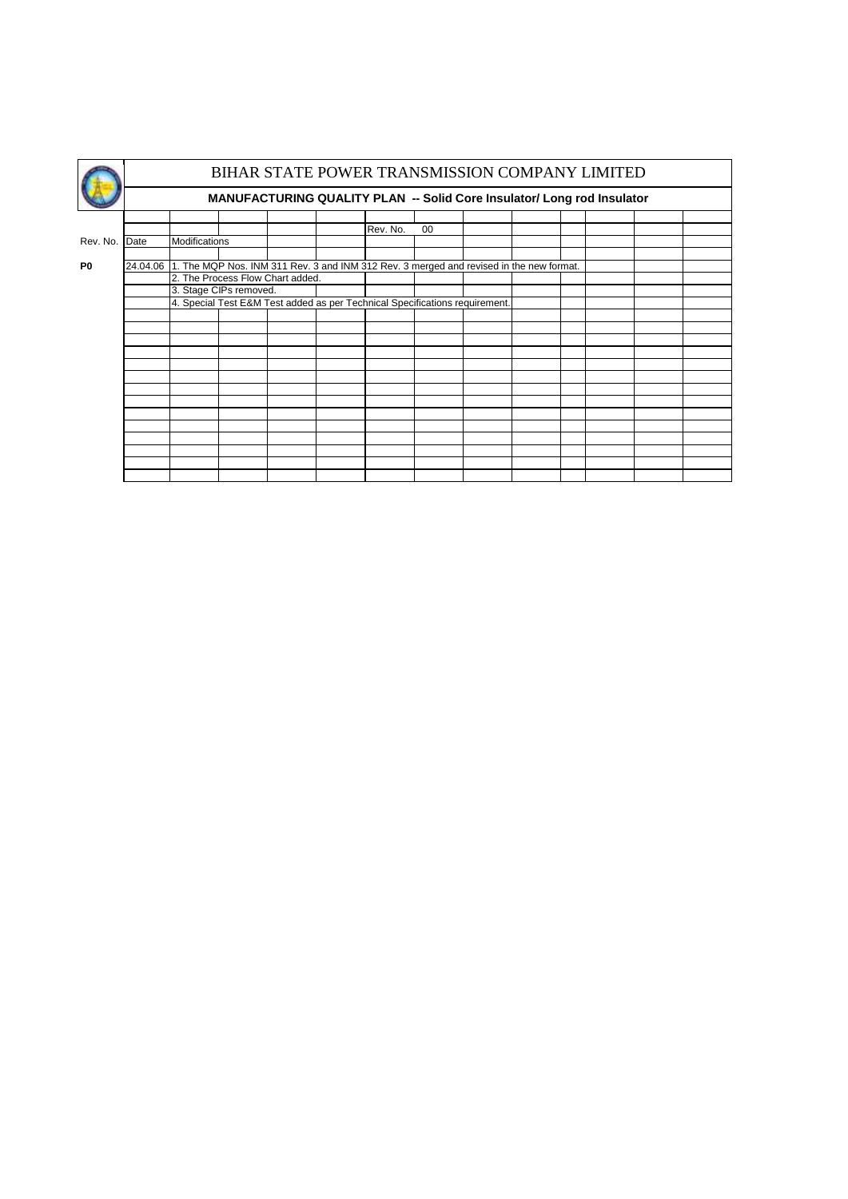# BIHAR STATE POWER TRANSMISSION COMPANY LIMITED

## MANUFACTURING QUALITY PLAN -- Solid Core Insulator/ Long rod Insulator

Rev. No. 00

| Rev. No. | Date | Modifications |
|---|---|---|
| P0 | 24.04.06 | 1. The MQP Nos. INM 311 Rev. 3 and INM 312 Rev. 3 merged and revised in the new format. |
| | | 2. The Process Flow Chart added. |
| | | 3. Stage CIPs removed. |
| | | 4. Special Test E&M Test added as per Technical Specifications requirement. |